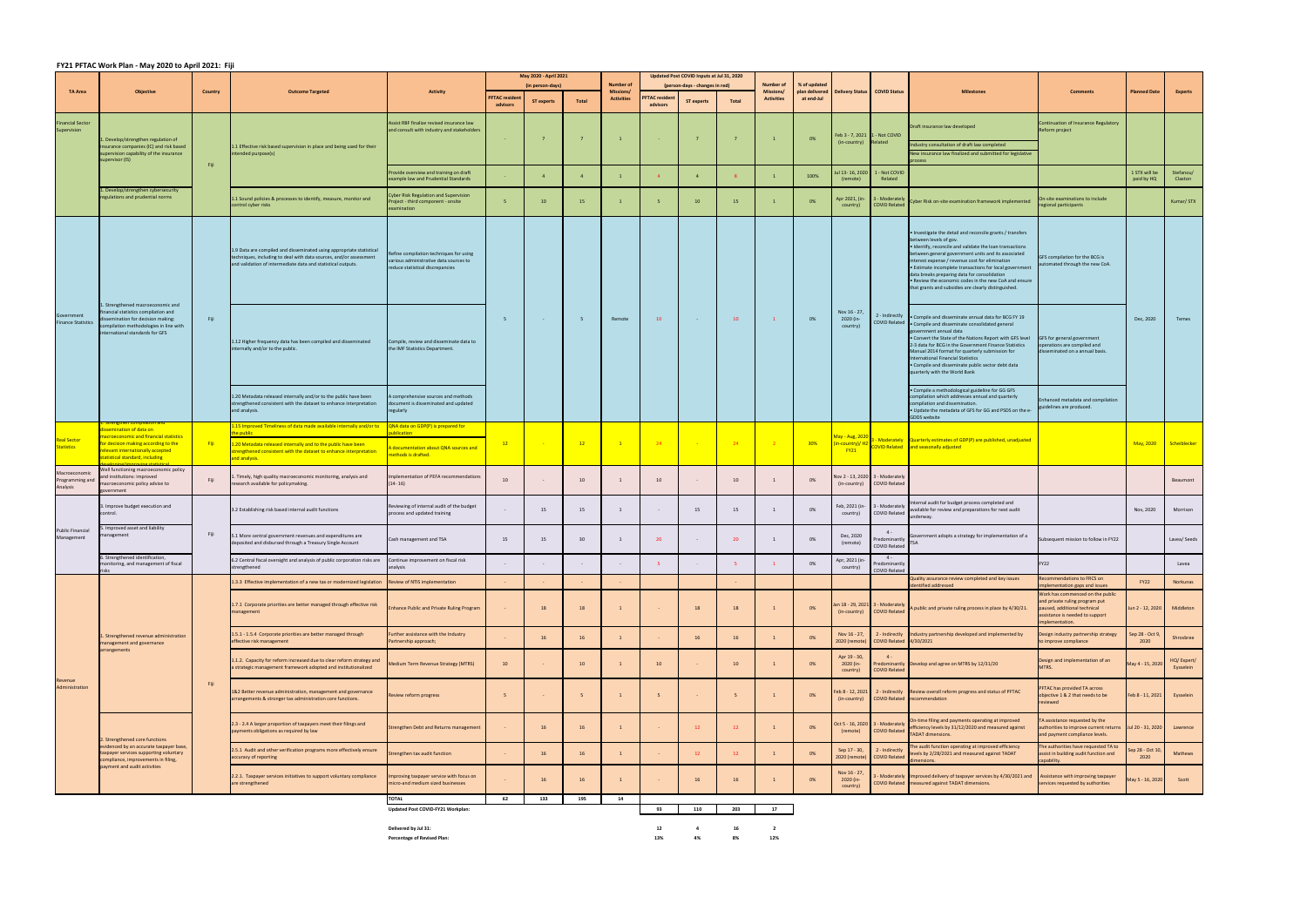## FY21 PFTAC Work Plan - May 2020 to April 2021: Fiji

| TA Area | Objective | Country | Outcome Targeted | Activity | May 2020 - April 2021 (in person-days) | | | Number of Missions/ Activities | Updated Post COVID Inputs at Jul 31, 2020 (person-days - changes in red) | | | Number of Missions/ Activities | % of updated plan delivered at end-Jul | Delivery Status | COVID Status | Milestones | Comments | Planned Date | Experts |
|---|---|---|---|---|---|---|---|---|---|---|---|---|---|---|---|---|---|---|---|
| | | | | | PFTAC resident advisors | ST experts | Total | | PFTAC resident advisors | ST experts | Total | | | | | | | | |
| Financial Sector Supervision | 1. Develop/strengthen regulation of insurance companies (IC) and risk based supervision capability of the insurance supervisor (IS) | Fiji | 1.1 Effective risk based supervision in place and being used for their intended purpose(s) | Assist RBF finalize revised insurance law and consult with industry and stakeholders | - | 7 | 7 | 1 | - | 7 | 7 | 1 | 0% | Feb 3 - 7, 2021 (in-country) | 1 - Not COVID Related | Draft insurance law developed; Industry consultation of draft law completed; New insurance law finalized and submitted for legislative process | Continuation of Insurance Regulatory Reform project | | |
| | | | | Provide overview and training on draft example law and Prudential Standards | - | 4 | 4 | 1 | 4 | 4 | 8 | 1 | 100% | Jul 13 - 16, 2020 (remote) | 1 - Not COVID Related | | | 1 STX will be paid by HQ | Stefanou/ Claxton |
| | 1. Develop/strengthen cybersecurity regulations and prudential norms | | 1.1 Sound policies & processes to identify, measure, monitor and control cyber risks | Cyber Risk Regulation and Supervision Project - third component - onsite examination | 5 | 10 | 15 | 1 | 5 | 10 | 15 | 1 | 0% | Apr 2021, (in-country) | 3 - Moderately COVID Related | Cyber Risk on-site examination framework implemented | On-site examinations to include regional participants | | Kumar/ STX |
| Government Finance Statistics | 1. Strengthened macroeconomic and financial statistics compilation and dissemination for decision making: compilation methodologies in line with international standards for GFS | Fiji | 1.9 Data are compiled and disseminated using appropriate statistical techniques, including to deal with data sources, and/or assessment and validation of intermediate data and statistical outputs. | Refine compilation techniques for using various administrative data sources to reduce statistical discrepancies | 5 | - | 5 | Remote | 10 | - | 10 | 1 | 0% | Nov 16 - 27, 2020 (in-country) | 2 - Indirectly COVID Related | • Investigate the detail and reconcile grants / transfers between levels of gov. • Identify, reconcile and validate the loan transactions between general government units and its associated interest expense / revenue cost for elimination • Estimate incomplete transactions for local government data breaks preparing data for consolidation • Review the economic codes in the new CoA and ensure that grants and subsidies are clearly distinguished. | GFS compilation for the BCG is automated through the new CoA. | Dec, 2020 | Temes |
| | | | 1.12 Higher frequency data has been compiled and disseminated internally and/or to the public. | Compile, review and disseminate data to the IMF Statistics Department. | | | | | | | | | | | | • Compile and disseminate annual data for BCG FY 19 • Compile and disseminate consolidated general government annual data • Convert the State of the Nations Report with GFS level 2-3 data for BCG in the Government Finance Statistics Manual 2014 format for quarterly submission for International Financial Statistics • Compile and disseminate public sector debt data quarterly with the World Bank | GFS for general government operations are compiled and disseminated on a annual basis. | | |
| | | | 1.20 Metadata released internally and/or to the public have been strengthened consistent with the dataset to enhance interpretation and analysis. | A comprehensive sources and methods document is disseminated and updated regularly | | | | | | | | | | | | • Compile a methodological guideline for GG GFS compilation which addresses annual and quarterly compilation and dissemination. • Update the metadata of GFS for GG and PSDS on the e-GDDS website | Enhanced metadata and compilation guidelines are produced. | | |
| Real Sector Statistics | 1. Strengthen compilation and dissemination of data on macroeconomic and financial statistics for decision making according to the relevant internationally accepted statistical standard, including developing/improving statistical... | Fiji | 1.15 Improved Timeliness of data made available internally and/or to the public; 1.20 Metadata released internally and to the public have been strengthened consistent with the dataset to enhance interpretation and analysis. | QNA data on GDP(P) is prepared for publication; A documentation about QNA sources and methods is drafted. | 12 | - | 12 | 1 | 24 | - | 24 | 2 | 30% | May - Aug, 2020 (in-country)/ H2 FY21 | 3 - Moderately COVID Related | Quarterly estimates of GDP(P) are published, unadjusted and seasonally adjusted | | May, 2020 | Scheiblecker |
| Macroeconomic Programming and Analysis | Well functioning macroeconomic policy and institutions: improved macroeconomic policy advice to government | Fiji | 1. Timely, high quality macroeconomic monitoring, analysis and research available for policymaking. | Implementation of PEFA recommendations (14 - 16) | 10 | - | 10 | 1 | 10 | - | 10 | 1 | 0% | Nov 2 - 13, 2020 (in-country) | 3 - Moderately COVID Related | | | | Beaumont |
| Public Financial Management | 3. Improve budget execution and control. | Fiji | 3.2 Establishing risk based internal audit functions | Reviewing of internal audit of the budget process and updated training | - | 15 | 15 | 1 | - | 15 | 15 | 1 | 0% | Feb, 2021 (in-country) | 3 - Moderately COVID Related | Internal audit for budget process completed and available for review and preparations for next audit underway. | | Nov, 2020 | Morrison |
| | 5. Improved asset and liability management | | 5.1 More central government revenues and expenditures are deposited and disbursed through a Treasury Single Account | Cash management and TSA | 15 | 15 | 30 | 1 | 20 | - | 20 | 1 | 0% | Dec, 2020 (remote) | 4 - Predominantly COVID Related | Government adopts a strategy for implementation of a TSA | Subsequent mission to follow in FY22 | | Lavea/ Seeds |
| | 6. Strengthened identification, monitoring, and management of fiscal risks | | 6.2 Central fiscal oversight and analysis of public corporation risks are strengthened | Continue improvement on fiscal risk analysis | - | - | - | - | 5 | - | 5 | 1 | 0% | Apr, 2021 (in-country) | 4 - Predominantly COVID Related | | FY22 | | Lavea |
| Revenue Administration | 1. Strengthened revenue administration management and governance arrangements | Fiji | 1.3.3 Effective implementation of a new tax or modernized legislation | Review of NTIS implementation | - | - | - | - | | | - | | | | | Quality assurance review completed and key issues identified addressed | Recommendations to FRCS on implementation gaps and issues | FY22 | Norkunas |
| | | | 1.7.1 Corporate priorities are better managed through effective risk management | Enhance Public and Private Ruling Program | - | 18 | 18 | 1 | - | 18 | 18 | 1 | 0% | Jan 18 - 29, 2021 (in-country) | 3 - Moderately COVID Related | A public and private ruling process in place by 4/30/21. | Work has commenced on the public and private ruling program put paused, additional technical assistance is needed to support implementation. | Jun 2 - 12, 2020 | Middleton |
| | | | 1.5.1 - 1.5.4 Corporate priorities are better managed through effective risk management | Further assistance with the Industry Partnership approach; | - | 16 | 16 | 1 | - | 16 | 16 | 1 | 0% | Nov 16 - 27, 2020 (remote) | 2 - Indirectly COVID Related | Industry partnership developed and implemented by 4/30/2021 | Design industry partnership strategy to improve compliance | Sep 28 - Oct 9, 2020 | Shrosbree |
| | | | 1.1.2. Capacity for reform increased due to clear reform strategy and a strategic management framework adopted and institutionalized | Medium Term Revenue Strategy (MTRS) | 10 | - | 10 | 1 | 10 | - | 10 | 1 | 0% | Apr 19 - 30, 2020 (in-country) | 4 - Predominantly COVID Related | Develop and agree on MTRS by 12/31/20 | Design and implementation of an MTRS. | May 4 - 15, 2020 | HQ/ Expert/ Eysselein |
| | | | 1&2 Better revenue administration, management and governance arrangements & stronger tax administration core functions. | Review reform progress | 5 | - | 5 | 1 | 5 | - | 5 | 1 | 0% | Feb 8 - 12, 2021 (in-country) | 2 - Indirectly COVID Related | Review overall reform progress and status of PFTAC recommendation | PFTAC has provided TA across objective 1 & 2 that needs to be reviewed | Feb 8 - 11, 2021 | Eysselein |
| | 2. Strengthened core functions evidenced by an accurate taxpayer base, taxpayer services supporting voluntary compliance, improvements in filing, payment and audit activities | | 2.3 - 2.4 A larger proportion of taxpayers meet their filings and payments obligations as required by law | Strengthen Debt and Returns management | - | 16 | 16 | 1 | - | 12 | 12 | 1 | 0% | Oct 5 - 16, 2020 (remote) | 3 - Moderately COVID Related | On-time filing and payments operating at improved efficiency levels by 31/12/2020 and measured against TADAT dimensions. | TA assistance requested by the authorities to improve current returns and payment compliance levels. | Jul 20 - 31, 2020 | Lawrence |
| | | | 2.5.1 Audit and other verification programs more effectively ensure accuracy of reporting | Strengthen tax audit function | - | 16 | 16 | 1 | - | 12 | 12 | 1 | 0% | Sep 17 - 30, 2020 (remote) | 2 - Indirectly COVID Related | The audit function operating at improved efficiency levels by 2/28/2021 and measured against TADAT dimensions. | The authorities have requested TA to assist in building audit function and capability. | Sep 28 - Oct 10, 2020 | Mathews |
| | | | 2.2.1. Taxpayer services initiatives to support voluntary compliance are strengthened | Improving taxpayer service with focus on micro-and medium sized businesses | - | 16 | 16 | 1 | - | 16 | 16 | 1 | 0% | Nov 16 - 27, 2020 (in-country) | 3 - Moderately COVID Related | Improved delivery of taxpayer services by 4/30/2021 and measured against TADAT dimensions. | Assistance with improving taxpayer services requested by authorities | May 5 - 16, 2020 | Scott |
| | | | | **TOTAL** | **62** | **133** | **195** | **14** | | | | | | | | | | | |
| | | | | **Updated Post COVID-FY21 Workplan:** | | | | | **93** | **110** | **203** | **17** | | | | | | | |
| | | | | **Delivered by Jul 31:** | | | | | **12** | **4** | **16** | **2** | | | | | | | |
| | | | | **Percentage of Revised Plan:** | | | | | **13%** | **4%** | **8%** | **12%** | | | | | | | |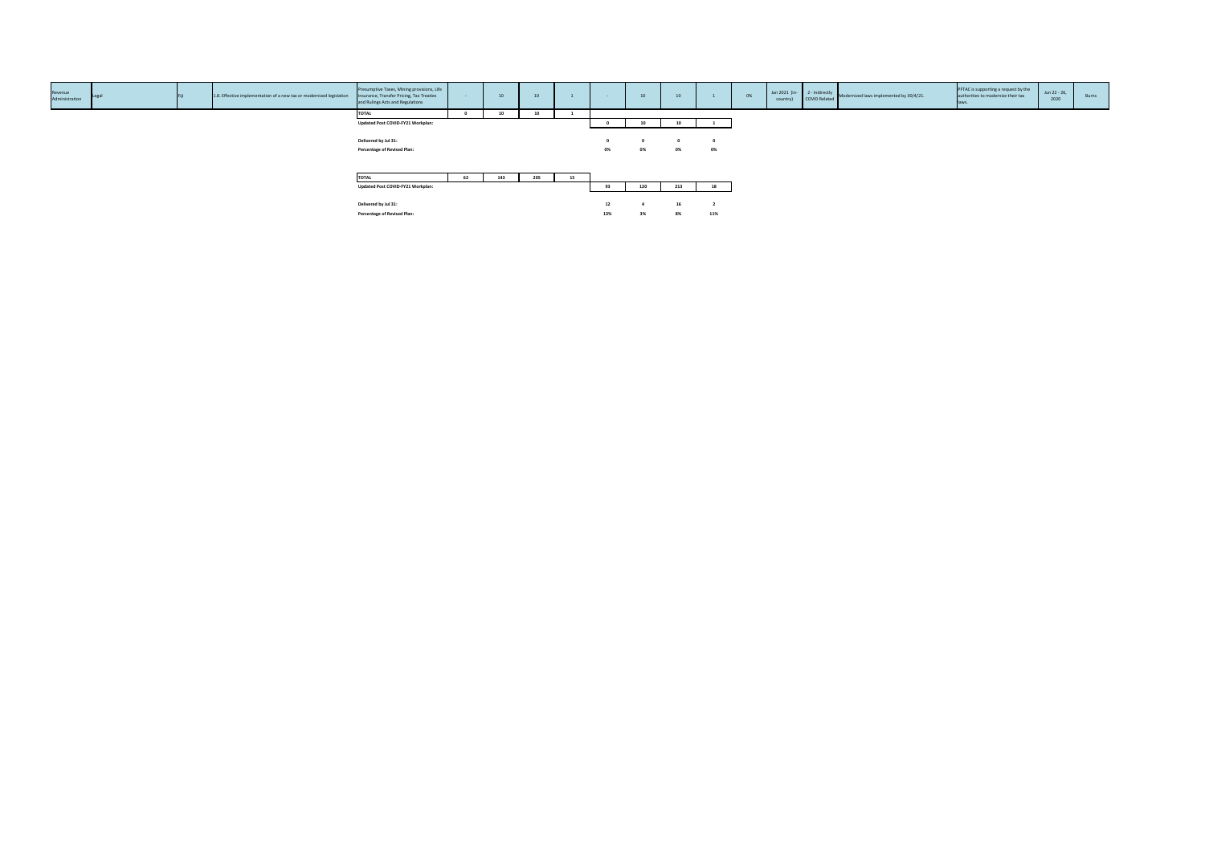| | | | | | | | | | | | | | | | | | | | |
|---|---|---|---|---|---|---|---|---|---|---|---|---|---|---|---|---|---|---|---|
| Revenue Administration | Legal | Fiji | 1.8. Effective implementation of a new tax or modernized legislation | Presumptive Taxes, Mining provisions, Life Insurance, Transfer Pricing, Tax Treaties and Rulings Acts and Regulations | - | 10 | 10 | 1 | - | 10 | 10 | 1 | 0% | Jan 2021 (in-country) | 2 - Indirectly COVID Related | Modernized laws implemented by 30/4/21. | PFTAC is supporting a request by the authorities to modernize their tax laws. | Jun 22 - 26, 2020 | Burns |
| | | | | **TOTAL** | **0** | **10** | **10** | **1** | | | | | | | | | | | |
| | | | | **Updated Post COVID-FY21 Workplan:** | | | | | **0** | **10** | **10** | **1** | | | | | | | |
| | | | | **Delivered by Jul 31:** | | | | | **0** | **0** | **0** | **0** | | | | | | | |
| | | | | **Percentage of Revised Plan:** | | | | | **0%** | **0%** | **0%** | **0%** | | | | | | | |
| | | | | **TOTAL** | **62** | **143** | **205** | **15** | | | | | | | | | | | |
| | | | | **Updated Post COVID-FY21 Workplan:** | | | | | **93** | **120** | **213** | **18** | | | | | | | |
| | | | | **Delivered by Jul 31:** | | | | | **12** | **4** | **16** | **2** | | | | | | | |
| | | | | **Percentage of Revised Plan:** | | | | | **13%** | **3%** | **8%** | **11%** | | | | | | | |